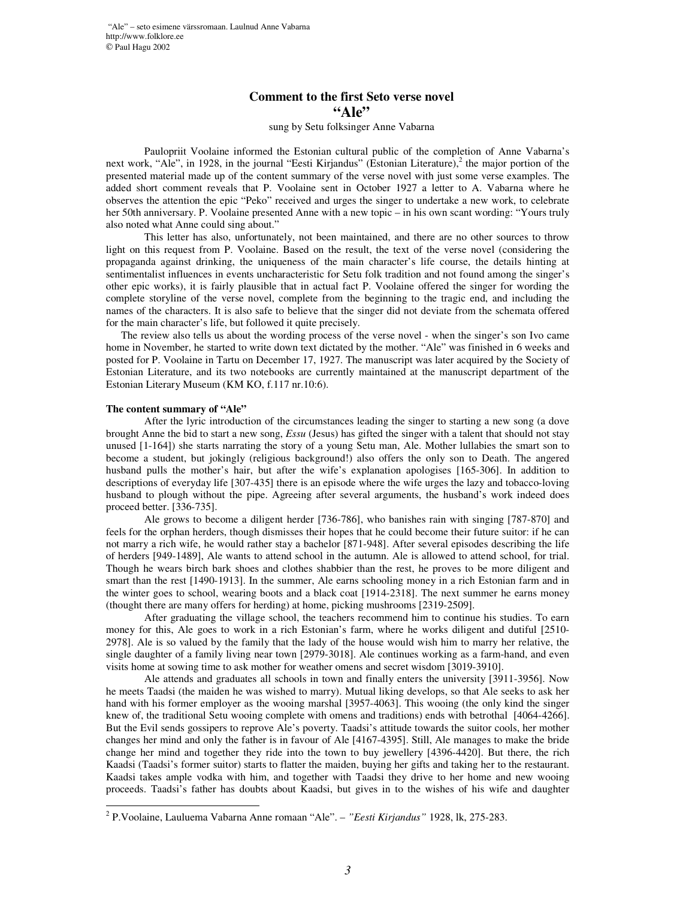# Comment to the first Seto verse novel "Ale"

sung by Setu folksinger Anne Vabarna

Paulopriit Voolaine informed the Estonian cultural public of the completion of Anne Vabarna's next work, "Ale", in 1928, in the journal "Eesti Kirjandus" (Estonian Literature),[2] the major portion of the presented material made up of the content summary of the verse novel with just some verse examples. The added short comment reveals that P. Voolaine sent in October 1927 a letter to A. Vabarna where he observes the attention the epic "Peko" received and urges the singer to undertake a new work, to celebrate her 50th anniversary. P. Voolaine presented Anne with a new topic – in his own scant wording: "Yours truly also noted what Anne could sing about."

This letter has also, unfortunately, not been maintained, and there are no other sources to throw light on this request from P. Voolaine. Based on the result, the text of the verse novel (considering the propaganda against drinking, the uniqueness of the main character's life course, the details hinting at sentimentalist influences in events uncharacteristic for Setu folk tradition and not found among the singer's other epic works), it is fairly plausible that in actual fact P. Voolaine offered the singer for wording the complete storyline of the verse novel, complete from the beginning to the tragic end, and including the names of the characters. It is also safe to believe that the singer did not deviate from the schemata offered for the main character's life, but followed it quite precisely.

The review also tells us about the wording process of the verse novel - when the singer's son Ivo came home in November, he started to write down text dictated by the mother. "Ale" was finished in 6 weeks and posted for P. Voolaine in Tartu on December 17, 1927. The manuscript was later acquired by the Society of Estonian Literature, and its two notebooks are currently maintained at the manuscript department of the Estonian Literary Museum (KM KO, f.117 nr.10:6).

**The content summary of "Ale"**

After the lyric introduction of the circumstances leading the singer to starting a new song (a dove brought Anne the bid to start a new song, *Essu* (Jesus) has gifted the singer with a talent that should not stay unused [1-164]) she starts narrating the story of a young Setu man, Ale. Mother lullabies the smart son to become a student, but jokingly (religious background!) also offers the only son to Death. The angered husband pulls the mother's hair, but after the wife's explanation apologises [165-306]. In addition to descriptions of everyday life [307-435] there is an episode where the wife urges the lazy and tobacco-loving husband to plough without the pipe. Agreeing after several arguments, the husband's work indeed does proceed better. [336-735].

Ale grows to become a diligent herder [736-786], who banishes rain with singing [787-870] and feels for the orphan herders, though dismisses their hopes that he could become their future suitor: if he can not marry a rich wife, he would rather stay a bachelor [871-948]. After several episodes describing the life of herders [949-1489], Ale wants to attend school in the autumn. Ale is allowed to attend school, for trial. Though he wears birch bark shoes and clothes shabbier than the rest, he proves to be more diligent and smart than the rest [1490-1913]. In the summer, Ale earns schooling money in a rich Estonian farm and in the winter goes to school, wearing boots and a black coat [1914-2318]. The next summer he earns money (thought there are many offers for herding) at home, picking mushrooms [2319-2509].

After graduating the village school, the teachers recommend him to continue his studies. To earn money for this, Ale goes to work in a rich Estonian's farm, where he works diligent and dutiful [2510-2978]. Ale is so valued by the family that the lady of the house would wish him to marry her relative, the single daughter of a family living near town [2979-3018]. Ale continues working as a farm-hand, and even visits home at sowing time to ask mother for weather omens and secret wisdom [3019-3910].

Ale attends and graduates all schools in town and finally enters the university [3911-3956]. Now he meets Taadsi (the maiden he was wished to marry). Mutual liking develops, so that Ale seeks to ask her hand with his former employer as the wooing marshal [3957-4063]. This wooing (the only kind the singer knew of, the traditional Setu wooing complete with omens and traditions) ends with betrothal [4064-4266]. But the Evil sends gossipers to reprove Ale's poverty. Taadsi's attitude towards the suitor cools, her mother changes her mind and only the father is in favour of Ale [4167-4395]. Still, Ale manages to make the bride change her mind and together they ride into the town to buy jewellery [4396-4420]. But there, the rich Kaadsi (Taadsi's former suitor) starts to flatter the maiden, buying her gifts and taking her to the restaurant. Kaadsi takes ample vodka with him, and together with Taadsi they drive to her home and new wooing proceeds. Taadsi's father has doubts about Kaadsi, but gives in to the wishes of his wife and daughter

---

[2] P.Voolaine, Lauluema Vabarna Anne romaan "Ale". – *"Eesti Kirjandus"* 1928, lk, 275-283.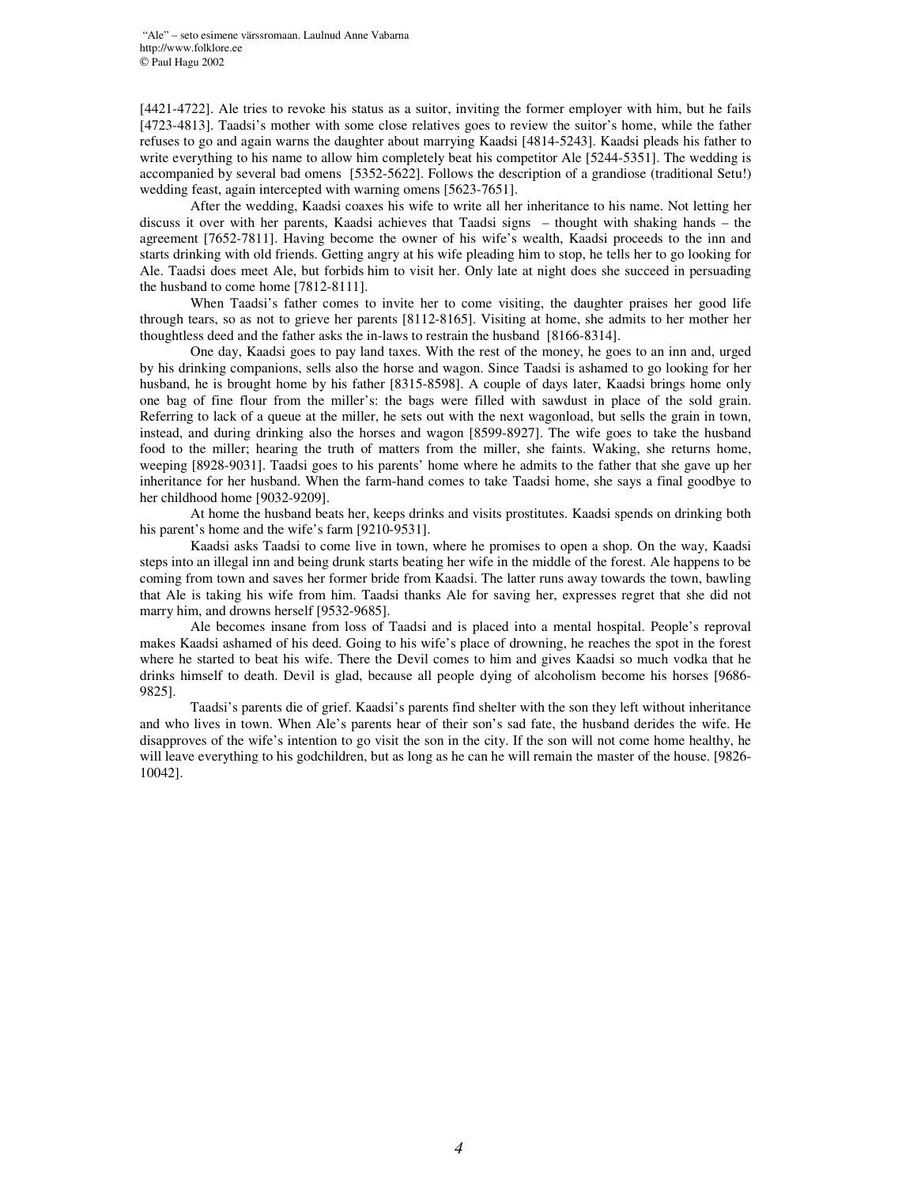[4421-4722]. Ale tries to revoke his status as a suitor, inviting the former employer with him, but he fails [4723-4813]. Taadsi's mother with some close relatives goes to review the suitor's home, while the father refuses to go and again warns the daughter about marrying Kaadsi [4814-5243]. Kaadsi pleads his father to write everything to his name to allow him completely beat his competitor Ale [5244-5351]. The wedding is accompanied by several bad omens [5352-5622]. Follows the description of a grandiose (traditional Setu!) wedding feast, again intercepted with warning omens [5623-7651].

After the wedding, Kaadsi coaxes his wife to write all her inheritance to his name. Not letting her discuss it over with her parents, Kaadsi achieves that Taadsi signs – thought with shaking hands – the agreement [7652-7811]. Having become the owner of his wife's wealth, Kaadsi proceeds to the inn and starts drinking with old friends. Getting angry at his wife pleading him to stop, he tells her to go looking for Ale. Taadsi does meet Ale, but forbids him to visit her. Only late at night does she succeed in persuading the husband to come home [7812-8111].

When Taadsi's father comes to invite her to come visiting, the daughter praises her good life through tears, so as not to grieve her parents [8112-8165]. Visiting at home, she admits to her mother her thoughtless deed and the father asks the in-laws to restrain the husband [8166-8314].

One day, Kaadsi goes to pay land taxes. With the rest of the money, he goes to an inn and, urged by his drinking companions, sells also the horse and wagon. Since Taadsi is ashamed to go looking for her husband, he is brought home by his father [8315-8598]. A couple of days later, Kaadsi brings home only one bag of fine flour from the miller's: the bags were filled with sawdust in place of the sold grain. Referring to lack of a queue at the miller, he sets out with the next wagonload, but sells the grain in town, instead, and during drinking also the horses and wagon [8599-8927]. The wife goes to take the husband food to the miller; hearing the truth of matters from the miller, she faints. Waking, she returns home, weeping [8928-9031]. Taadsi goes to his parents' home where he admits to the father that she gave up her inheritance for her husband. When the farm-hand comes to take Taadsi home, she says a final goodbye to her childhood home [9032-9209].

At home the husband beats her, keeps drinks and visits prostitutes. Kaadsi spends on drinking both his parent's home and the wife's farm [9210-9531].

Kaadsi asks Taadsi to come live in town, where he promises to open a shop. On the way, Kaadsi steps into an illegal inn and being drunk starts beating her wife in the middle of the forest. Ale happens to be coming from town and saves her former bride from Kaadsi. The latter runs away towards the town, bawling that Ale is taking his wife from him. Taadsi thanks Ale for saving her, expresses regret that she did not marry him, and drowns herself [9532-9685].

Ale becomes insane from loss of Taadsi and is placed into a mental hospital. People's reproval makes Kaadsi ashamed of his deed. Going to his wife's place of drowning, he reaches the spot in the forest where he started to beat his wife. There the Devil comes to him and gives Kaadsi so much vodka that he drinks himself to death. Devil is glad, because all people dying of alcoholism become his horses [9686-9825].

Taadsi's parents die of grief. Kaadsi's parents find shelter with the son they left without inheritance and who lives in town. When Ale's parents hear of their son's sad fate, the husband derides the wife. He disapproves of the wife's intention to go visit the son in the city. If the son will not come home healthy, he will leave everything to his godchildren, but as long as he can he will remain the master of the house. [9826-10042].